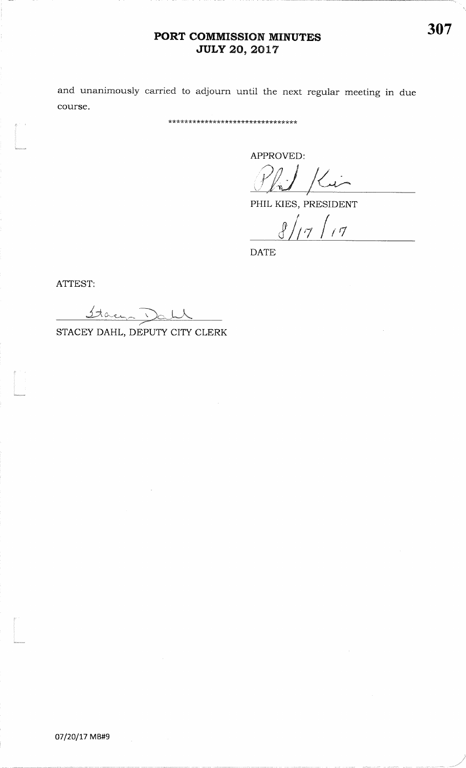and unanimously carried to adjourn until the next regular meeting in due course.

*******************************

APPROVED:

PHIL KIES, PRESIDENT

8/17/17

DATE

ATTEST:

STACEY DAHL, DEPUTY CITY CLERK

07/20/17 MB#9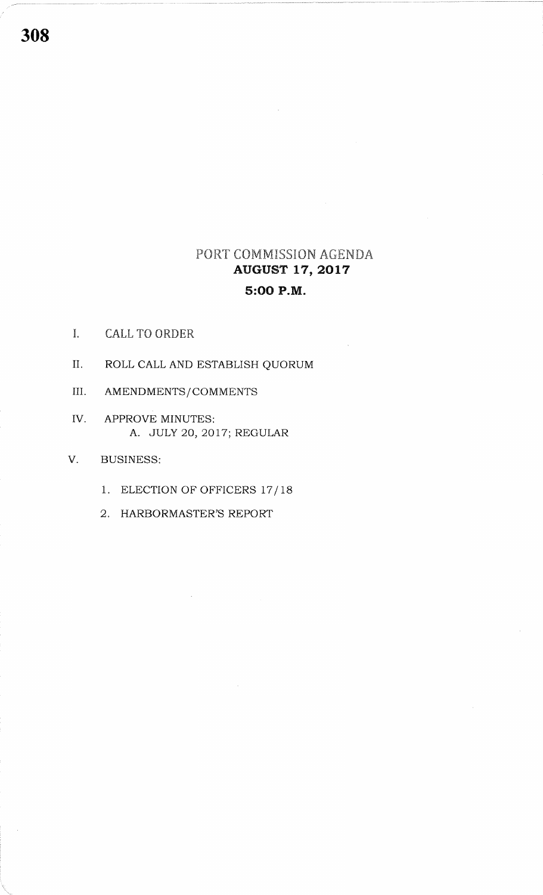# PORT COMMISSION AGENDA

## AUGUST 17, 2017

## 5:00 P.M.

I. CALL TO ORDER

II. ROLL CALL AND ESTABLISH QUORUM

III. AMENDMENTS/COMMENTS

IV. APPROVE MINUTES:
   A. JULY 20, 2017; REGULAR

V. BUSINESS:

   1. ELECTION OF OFFICERS 17/18

   2. HARBORMASTER'S REPORT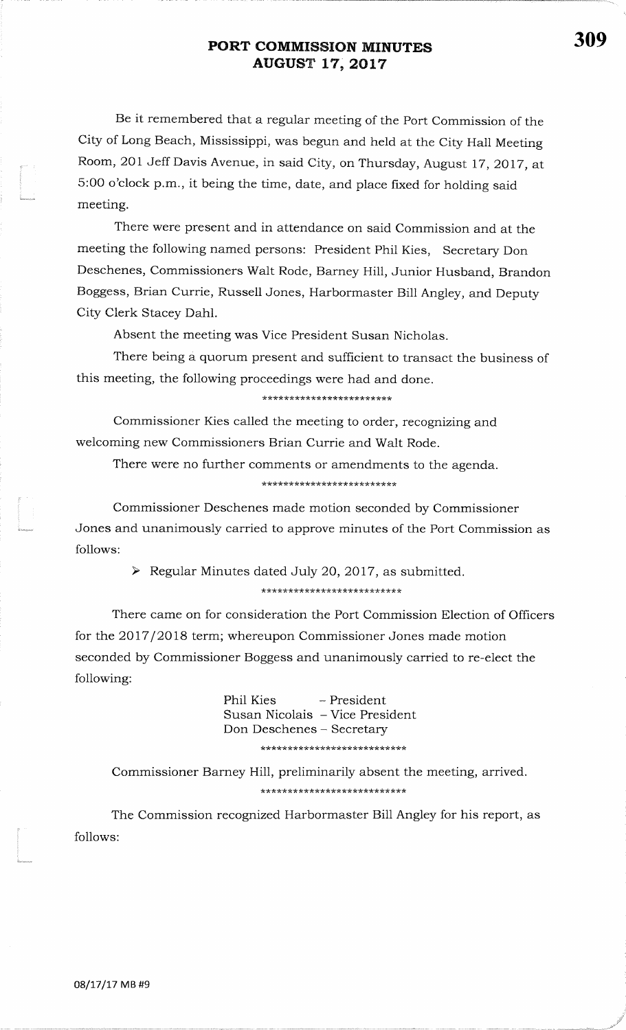# PORT COMMISSION MINUTES
## AUGUST 17, 2017

Be it remembered that a regular meeting of the Port Commission of the City of Long Beach, Mississippi, was begun and held at the City Hall Meeting Room, 201 Jeff Davis Avenue, in said City, on Thursday, August 17, 2017, at 5:00 o'clock p.m., it being the time, date, and place fixed for holding said meeting.

There were present and in attendance on said Commission and at the meeting the following named persons: President Phil Kies, Secretary Don Deschenes, Commissioners Walt Rode, Barney Hill, Junior Husband, Brandon Boggess, Brian Currie, Russell Jones, Harbormaster Bill Angley, and Deputy City Clerk Stacey Dahl.

Absent the meeting was Vice President Susan Nicholas.

There being a quorum present and sufficient to transact the business of this meeting, the following proceedings were had and done.

************************

Commissioner Kies called the meeting to order, recognizing and welcoming new Commissioners Brian Currie and Walt Rode.

There were no further comments or amendments to the agenda.

*************************

Commissioner Deschenes made motion seconded by Commissioner Jones and unanimously carried to approve minutes of the Port Commission as follows:

- Regular Minutes dated July 20, 2017, as submitted.

**************************

There came on for consideration the Port Commission Election of Officers for the 2017/2018 term; whereupon Commissioner Jones made motion seconded by Commissioner Boggess and unanimously carried to re-elect the following:

Phil Kies – President
Susan Nicolais – Vice President
Don Deschenes – Secretary

***************************

Commissioner Barney Hill, preliminarily absent the meeting, arrived.

***************************

The Commission recognized Harbormaster Bill Angley for his report, as follows:

08/17/17 MB #9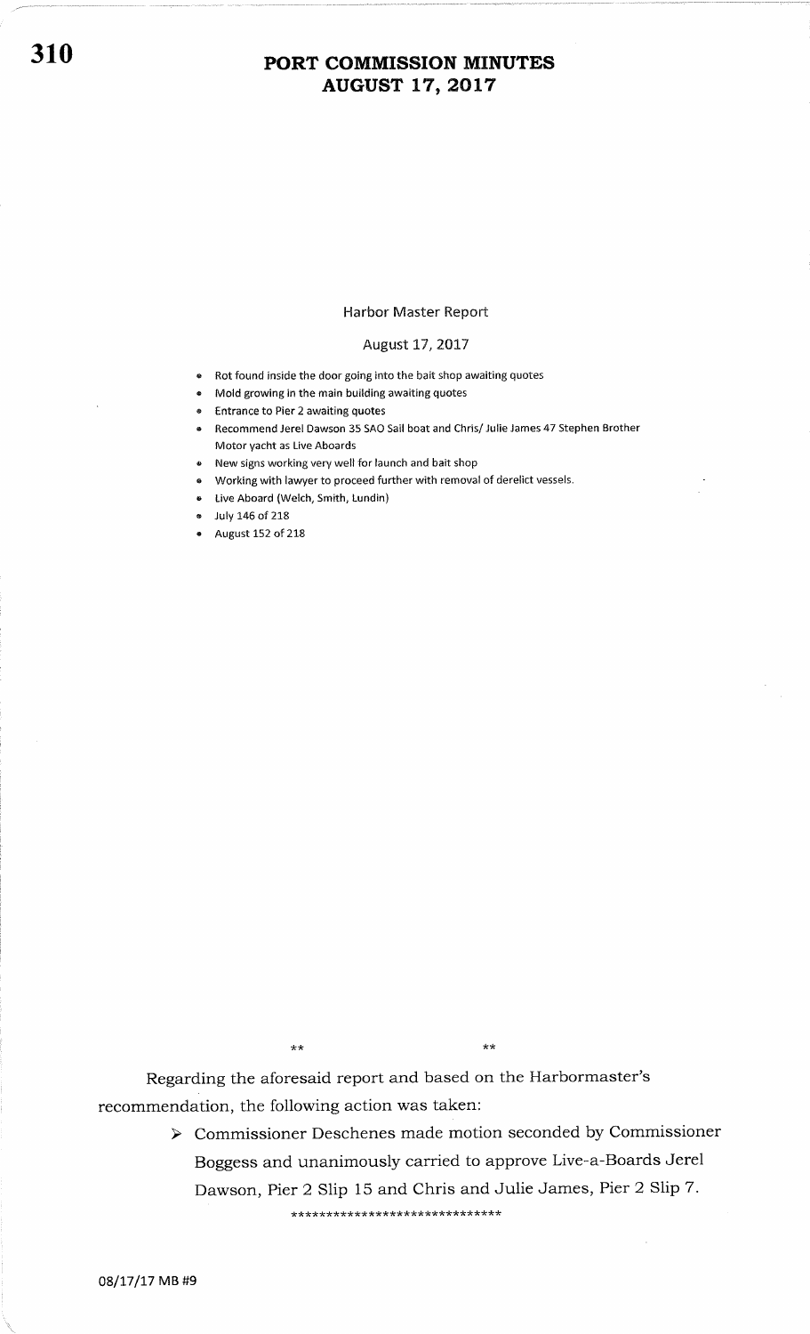# PORT COMMISSION MINUTES
## AUGUST 17, 2017

### Harbor Master Report

August 17, 2017

- Rot found inside the door going into the bait shop awaiting quotes
- Mold growing in the main building awaiting quotes
- Entrance to Pier 2 awaiting quotes
- Recommend Jerel Dawson 35 SAO Sail boat and Chris/ Julie James 47 Stephen Brother Motor yacht as Live Aboards
- New signs working very well for launch and bait shop
- Working with lawyer to proceed further with removal of derelict vessels.
- Live Aboard (Welch, Smith, Lundin)
- July 146 of 218
- August 152 of 218

** **

Regarding the aforesaid report and based on the Harbormaster's recommendation, the following action was taken:

> ➢ Commissioner Deschenes made motion seconded by Commissioner Boggess and unanimously carried to approve Live-a-Boards Jerel Dawson, Pier 2 Slip 15 and Chris and Julie James, Pier 2 Slip 7.

******************************

08/17/17 MB #9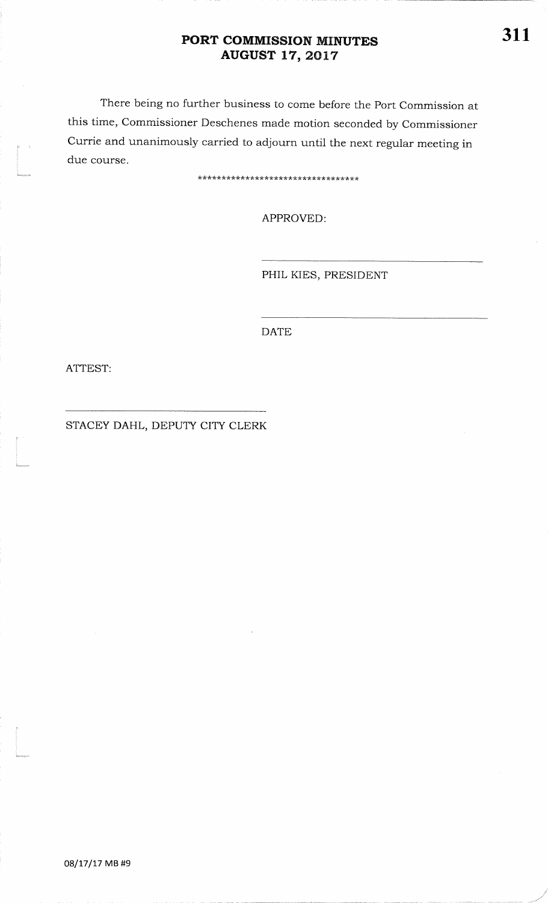There being no further business to come before the Port Commission at this time, Commissioner Deschenes made motion seconded by Commissioner Currie and unanimously carried to adjourn until the next regular meeting in due course.

*********************************

APPROVED:

\_\_\_\_\_\_\_\_\_\_\_\_\_\_\_\_\_\_\_\_\_\_\_\_\_\_\_\_\_\_\_\_

PHIL KIES, PRESIDENT

\_\_\_\_\_\_\_\_\_\_\_\_\_\_\_\_\_\_\_\_\_\_\_\_\_\_\_\_\_\_\_\_

DATE

ATTEST:

\_\_\_\_\_\_\_\_\_\_\_\_\_\_\_\_\_\_\_\_\_\_\_\_\_\_\_\_\_\_\_\_

STACEY DAHL, DEPUTY CITY CLERK

08/17/17 MB #9